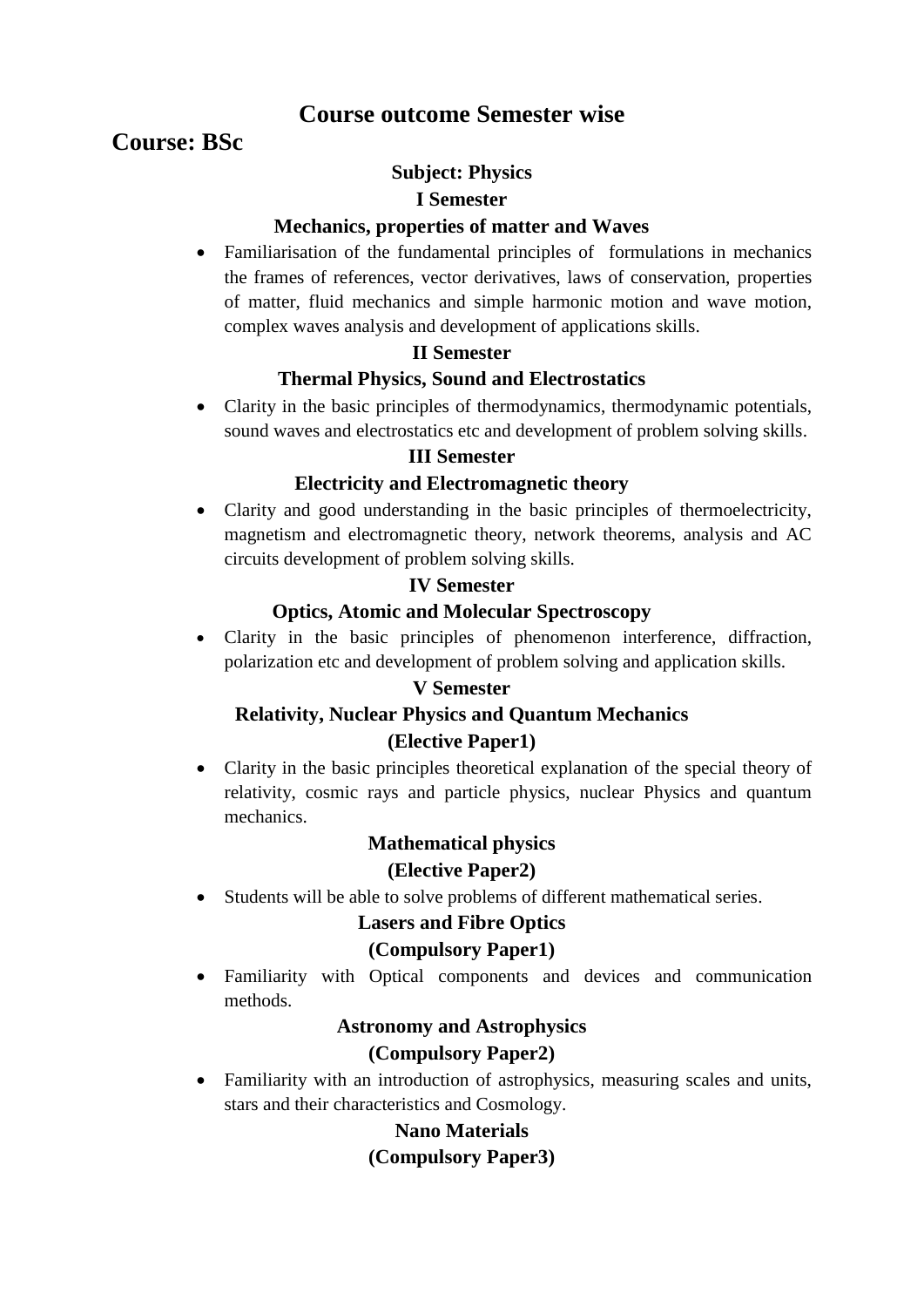# Course outcome Semester wise

## Course: BSc

### Subject: Physics

### I Semester

### Mechanics, properties of matter and Waves

- Familiarisation of the fundamental principles of formulations in mechanics the frames of references, vector derivatives, laws of conservation, properties of matter, fluid mechanics and simple harmonic motion and wave motion, complex waves analysis and development of applications skills.

### II Semester

### Thermal Physics, Sound and Electrostatics

- Clarity in the basic principles of thermodynamics, thermodynamic potentials, sound waves and electrostatics etc and development of problem solving skills.

### III Semester

### Electricity and Electromagnetic theory

- Clarity and good understanding in the basic principles of thermoelectricity, magnetism and electromagnetic theory, network theorems, analysis and AC circuits development of problem solving skills.

### IV Semester

### Optics, Atomic and Molecular Spectroscopy

- Clarity in the basic principles of phenomenon interference, diffraction, polarization etc and development of problem solving and application skills.

### V Semester

### Relativity, Nuclear Physics and Quantum Mechanics

### (Elective Paper1)

- Clarity in the basic principles theoretical explanation of the special theory of relativity, cosmic rays and particle physics, nuclear Physics and quantum mechanics.

### Mathematical physics

### (Elective Paper2)

- Students will be able to solve problems of different mathematical series.

### Lasers and Fibre Optics

### (Compulsory Paper1)

- Familiarity with Optical components and devices and communication methods.

### Astronomy and Astrophysics

### (Compulsory Paper2)

- Familiarity with an introduction of astrophysics, measuring scales and units, stars and their characteristics and Cosmology.

### Nano Materials

### (Compulsory Paper3)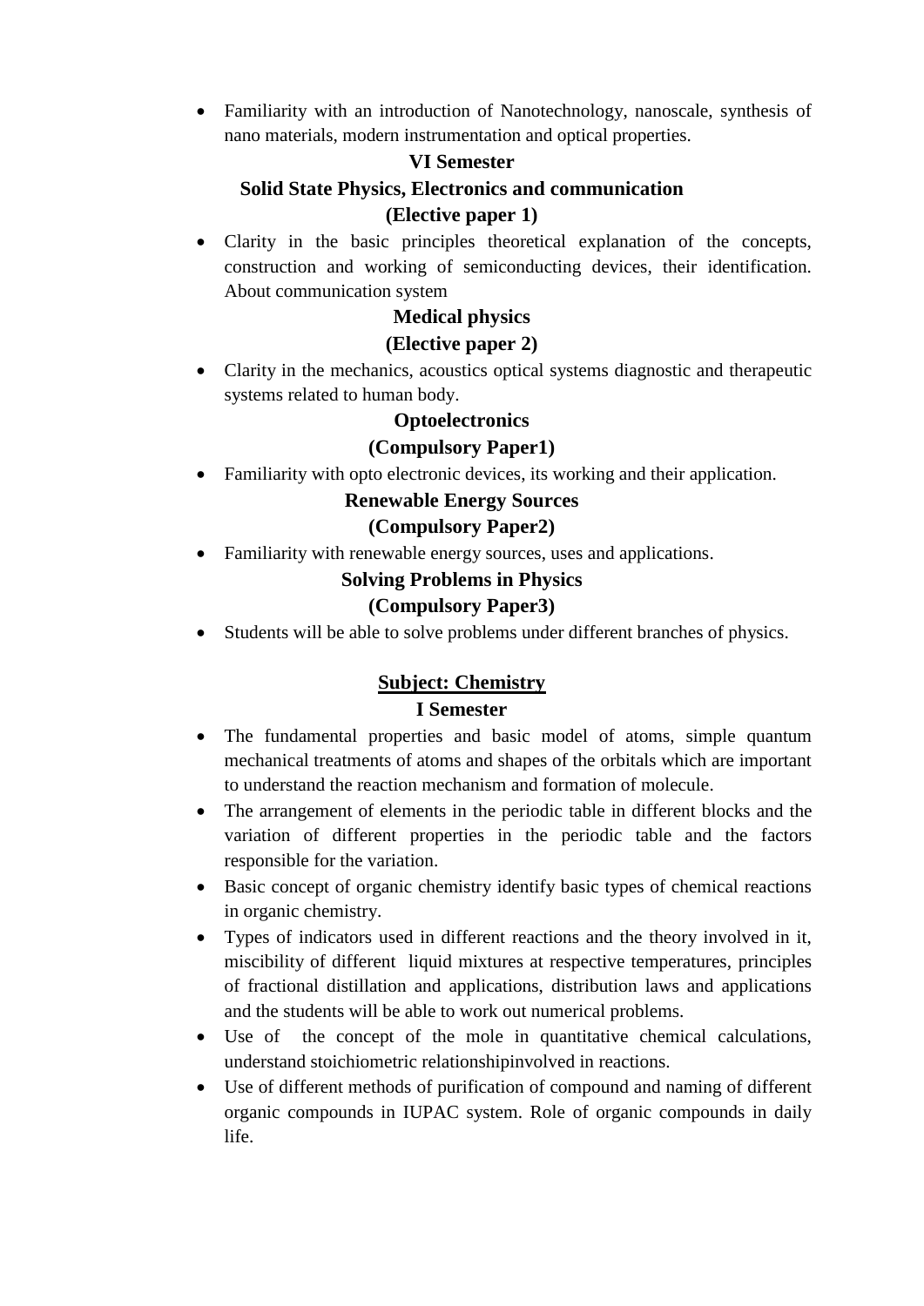- Familiarity with an introduction of Nanotechnology, nanoscale, synthesis of nano materials, modern instrumentation and optical properties.

**VI Semester**

**Solid State Physics, Electronics and communication**

**(Elective paper 1)**

- Clarity in the basic principles theoretical explanation of the concepts, construction and working of semiconducting devices, their identification. About communication system

**Medical physics**

**(Elective paper 2)**

- Clarity in the mechanics, acoustics optical systems diagnostic and therapeutic systems related to human body.

**Optoelectronics**

**(Compulsory Paper1)**

- Familiarity with opto electronic devices, its working and their application.

**Renewable Energy Sources**

**(Compulsory Paper2)**

- Familiarity with renewable energy sources, uses and applications.

**Solving Problems in Physics**

**(Compulsory Paper3)**

- Students will be able to solve problems under different branches of physics.

## Subject: Chemistry

**I Semester**

- The fundamental properties and basic model of atoms, simple quantum mechanical treatments of atoms and shapes of the orbitals which are important to understand the reaction mechanism and formation of molecule.
- The arrangement of elements in the periodic table in different blocks and the variation of different properties in the periodic table and the factors responsible for the variation.
- Basic concept of organic chemistry identify basic types of chemical reactions in organic chemistry.
- Types of indicators used in different reactions and the theory involved in it, miscibility of different liquid mixtures at respective temperatures, principles of fractional distillation and applications, distribution laws and applications and the students will be able to work out numerical problems.
- Use of the concept of the mole in quantitative chemical calculations, understand stoichiometric relationshipinvolved in reactions.
- Use of different methods of purification of compound and naming of different organic compounds in IUPAC system. Role of organic compounds in daily life.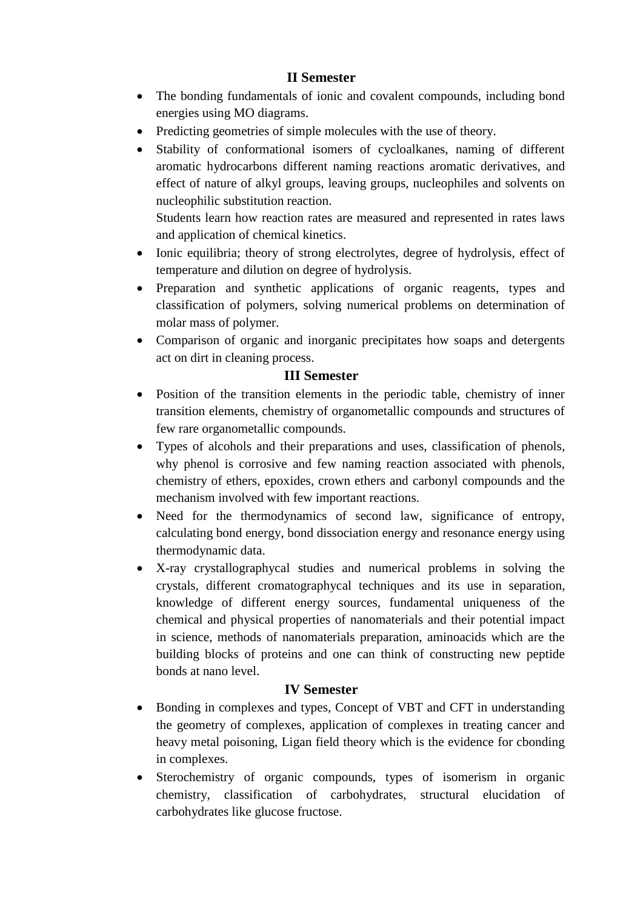### II Semester

- The bonding fundamentals of ionic and covalent compounds, including bond energies using MO diagrams.
- Predicting geometries of simple molecules with the use of theory.
- Stability of conformational isomers of cycloalkanes, naming of different aromatic hydrocarbons different naming reactions aromatic derivatives, and effect of nature of alkyl groups, leaving groups, nucleophiles and solvents on nucleophilic substitution reaction.

  Students learn how reaction rates are measured and represented in rates laws and application of chemical kinetics.
- Ionic equilibria; theory of strong electrolytes, degree of hydrolysis, effect of temperature and dilution on degree of hydrolysis.
- Preparation and synthetic applications of organic reagents, types and classification of polymers, solving numerical problems on determination of molar mass of polymer.
- Comparison of organic and inorganic precipitates how soaps and detergents act on dirt in cleaning process.

### III Semester

- Position of the transition elements in the periodic table, chemistry of inner transition elements, chemistry of organometallic compounds and structures of few rare organometallic compounds.
- Types of alcohols and their preparations and uses, classification of phenols, why phenol is corrosive and few naming reaction associated with phenols, chemistry of ethers, epoxides, crown ethers and carbonyl compounds and the mechanism involved with few important reactions.
- Need for the thermodynamics of second law, significance of entropy, calculating bond energy, bond dissociation energy and resonance energy using thermodynamic data.
- X-ray crystallographycal studies and numerical problems in solving the crystals, different cromatographycal techniques and its use in separation, knowledge of different energy sources, fundamental uniqueness of the chemical and physical properties of nanomaterials and their potential impact in science, methods of nanomaterials preparation, aminoacids which are the building blocks of proteins and one can think of constructing new peptide bonds at nano level.

### IV Semester

- Bonding in complexes and types, Concept of VBT and CFT in understanding the geometry of complexes, application of complexes in treating cancer and heavy metal poisoning, Ligan field theory which is the evidence for cbonding in complexes.
- Sterochemistry of organic compounds, types of isomerism in organic chemistry, classification of carbohydrates, structural elucidation of carbohydrates like glucose fructose.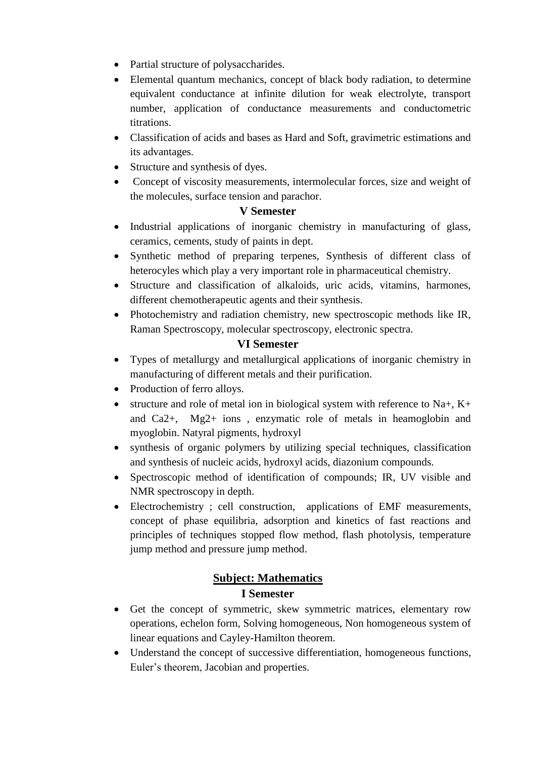- Partial structure of polysaccharides.
- Elemental quantum mechanics, concept of black body radiation, to determine equivalent conductance at infinite dilution for weak electrolyte, transport number, application of conductance measurements and conductometric titrations.
- Classification of acids and bases as Hard and Soft, gravimetric estimations and its advantages.
- Structure and synthesis of dyes.
- Concept of viscosity measurements, intermolecular forces, size and weight of the molecules, surface tension and parachor.

### V Semester

- Industrial applications of inorganic chemistry in manufacturing of glass, ceramics, cements, study of paints in dept.
- Synthetic method of preparing terpenes, Synthesis of different class of heterocyles which play a very important role in pharmaceutical chemistry.
- Structure and classification of alkaloids, uric acids, vitamins, harmones, different chemotherapeutic agents and their synthesis.
- Photochemistry and radiation chemistry, new spectroscopic methods like IR, Raman Spectroscopy, molecular spectroscopy, electronic spectra.

### VI Semester

- Types of metallurgy and metallurgical applications of inorganic chemistry in manufacturing of different metals and their purification.
- Production of ferro alloys.
- structure and role of metal ion in biological system with reference to $Na^+$, $K^+$ and $Ca^{2+}$, $Mg^{2+}$ ions , enzymatic role of metals in heamoglobin and myoglobin. Natyral pigments, hydroxyl
- synthesis of organic polymers by utilizing special techniques, classification and synthesis of nucleic acids, hydroxyl acids, diazonium compounds.
- Spectroscopic method of identification of compounds; IR, UV visible and NMR spectroscopy in depth.
- Electrochemistry ; cell construction, applications of EMF measurements, concept of phase equilibria, adsorption and kinetics of fast reactions and principles of techniques stopped flow method, flash photolysis, temperature jump method and pressure jump method.

## Subject: Mathematics

### I Semester

- Get the concept of symmetric, skew symmetric matrices, elementary row operations, echelon form, Solving homogeneous, Non homogeneous system of linear equations and Cayley-Hamilton theorem.
- Understand the concept of successive differentiation, homogeneous functions, Euler's theorem, Jacobian and properties.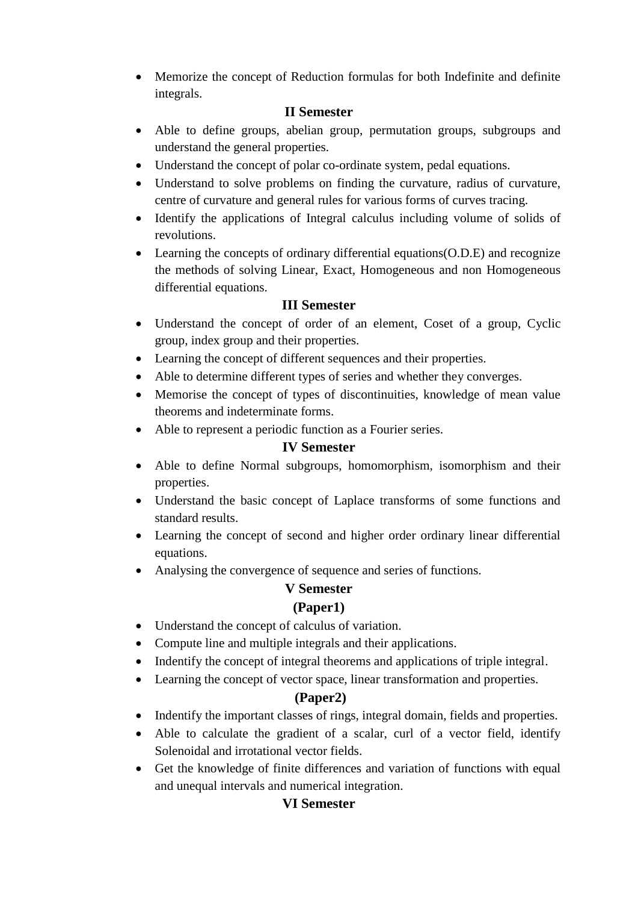- Memorize the concept of Reduction formulas for both Indefinite and definite integrals.

### II Semester

- Able to define groups, abelian group, permutation groups, subgroups and understand the general properties.
- Understand the concept of polar co-ordinate system, pedal equations.
- Understand to solve problems on finding the curvature, radius of curvature, centre of curvature and general rules for various forms of curves tracing.
- Identify the applications of Integral calculus including volume of solids of revolutions.
- Learning the concepts of ordinary differential equations(O.D.E) and recognize the methods of solving Linear, Exact, Homogeneous and non Homogeneous differential equations.

### III Semester

- Understand the concept of order of an element, Coset of a group, Cyclic group, index group and their properties.
- Learning the concept of different sequences and their properties.
- Able to determine different types of series and whether they converges.
- Memorise the concept of types of discontinuities, knowledge of mean value theorems and indeterminate forms.
- Able to represent a periodic function as a Fourier series.

### IV Semester

- Able to define Normal subgroups, homomorphism, isomorphism and their properties.
- Understand the basic concept of Laplace transforms of some functions and standard results.
- Learning the concept of second and higher order ordinary linear differential equations.
- Analysing the convergence of sequence and series of functions.

### V Semester

#### (Paper1)

- Understand the concept of calculus of variation.
- Compute line and multiple integrals and their applications.
- Indentify the concept of integral theorems and applications of triple integral.
- Learning the concept of vector space, linear transformation and properties.

#### (Paper2)

- Indentify the important classes of rings, integral domain, fields and properties.
- Able to calculate the gradient of a scalar, curl of a vector field, identify Solenoidal and irrotational vector fields.
- Get the knowledge of finite differences and variation of functions with equal and unequal intervals and numerical integration.

### VI Semester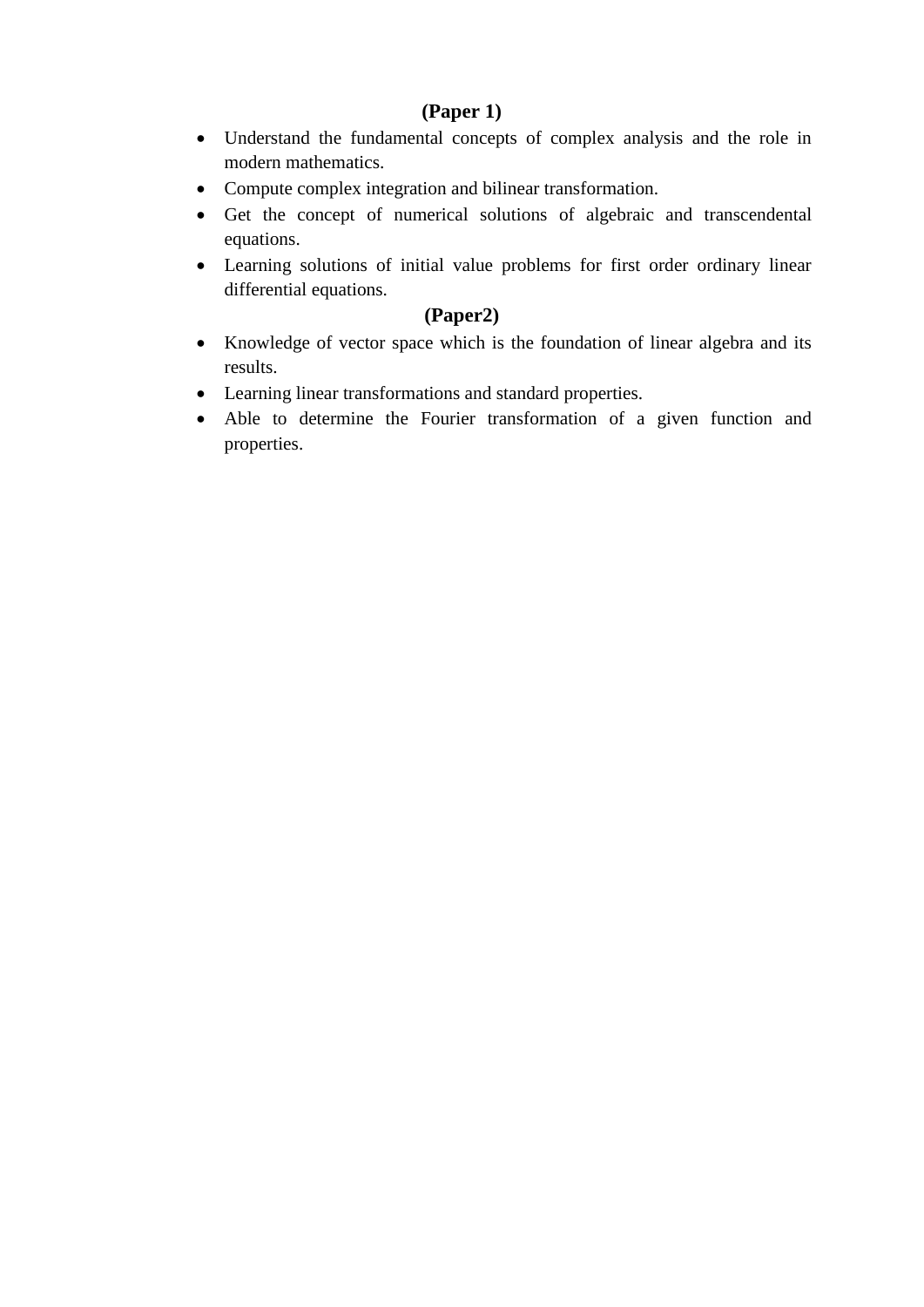**(Paper 1)**

- Understand the fundamental concepts of complex analysis and the role in modern mathematics.
- Compute complex integration and bilinear transformation.
- Get the concept of numerical solutions of algebraic and transcendental equations.
- Learning solutions of initial value problems for first order ordinary linear differential equations.

**(Paper2)**

- Knowledge of vector space which is the foundation of linear algebra and its results.
- Learning linear transformations and standard properties.
- Able to determine the Fourier transformation of a given function and properties.